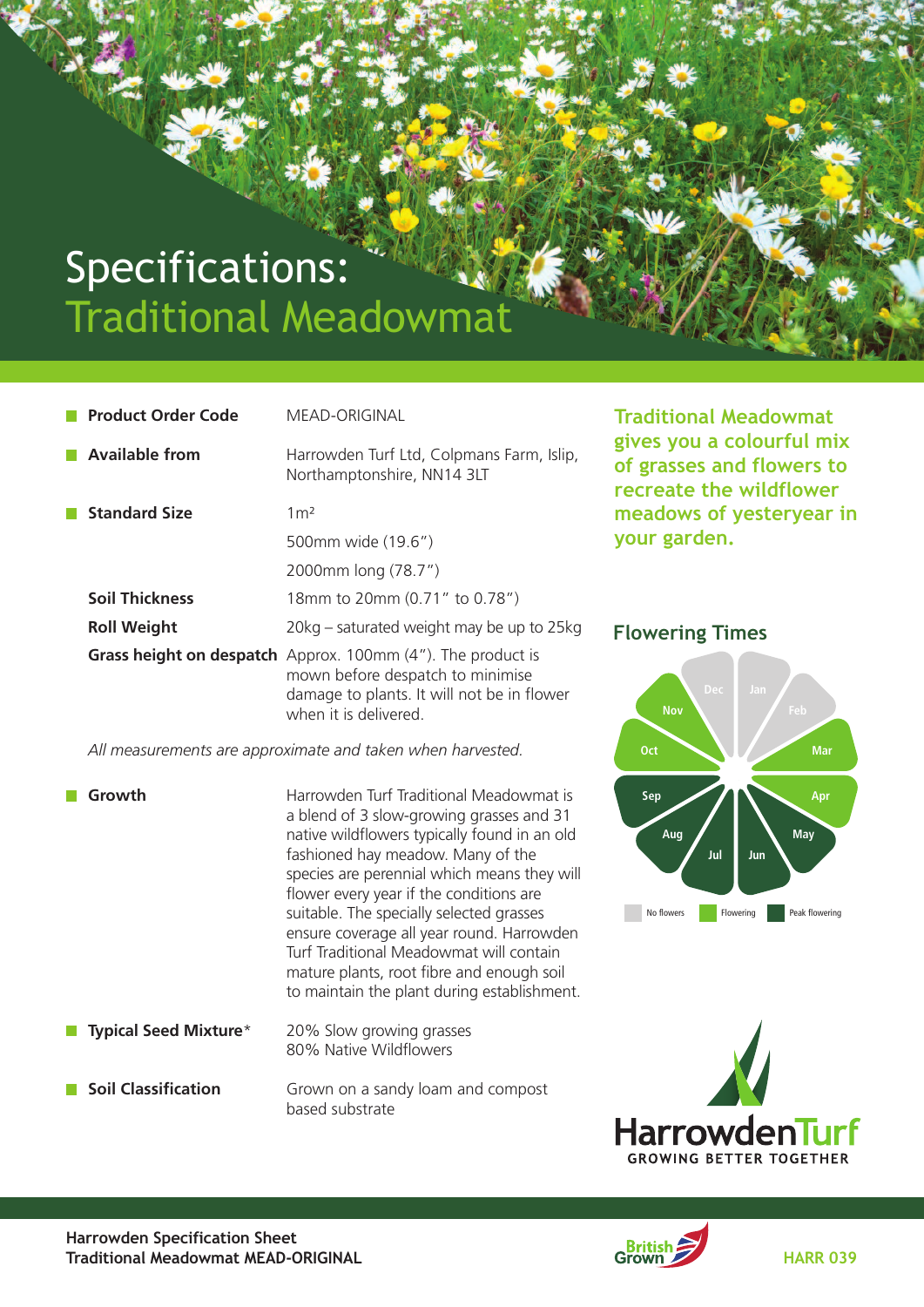# Specifications: Traditional Meadowmat

- **Product Order Code** MEAD-ORIGINAL
- **Available from** Harrowden Turf Ltd, Colpmans Farm, Islip, Northamptonshire, NN14 3LT
- **Standard Size** 1m²
  500mm wide (19.6")
  2000mm long (78.7")

**Soil Thickness** 18mm to 20mm (0.71" to 0.78")

**Roll Weight** 20kg – saturated weight may be up to 25kg

**Grass height on despatch** Approx. 100mm (4"). The product is mown before despatch to minimise damage to plants. It will not be in flower when it is delivered.

*All measurements are approximate and taken when harvested.*

- **Growth** Harrowden Turf Traditional Meadowmat is a blend of 3 slow-growing grasses and 31 native wildflowers typically found in an old fashioned hay meadow. Many of the species are perennial which means they will flower every year if the conditions are suitable. The specially selected grasses ensure coverage all year round. Harrowden Turf Traditional Meadowmat will contain mature plants, root fibre and enough soil to maintain the plant during establishment.
- **Typical Seed Mixture*** 20% Slow growing grasses
  80% Native Wildflowers
- **Soil Classification** Grown on a sandy loam and compost based substrate

**Traditional Meadowmat gives you a colourful mix of grasses and flowers to recreate the wildflower meadows of yesteryear in your garden.**

## Flowering Times

| Month | Status |
|---|---|
| Jan | No flowers |
| Feb | No flowers |
| Mar | Flowering |
| Apr | Flowering |
| May | Peak flowering |
| Jun | Peak flowering |
| Jul | Peak flowering |
| Aug | Peak flowering |
| Sep | Peak flowering |
| Oct | Flowering |
| Nov | Flowering |
| Dec | No flowers |

HarrowdenTurf
GROWING BETTER TOGETHER

**Harrowden Specification Sheet**
**Traditional Meadowmat MEAD-ORIGINAL**

British Grown

HARR 039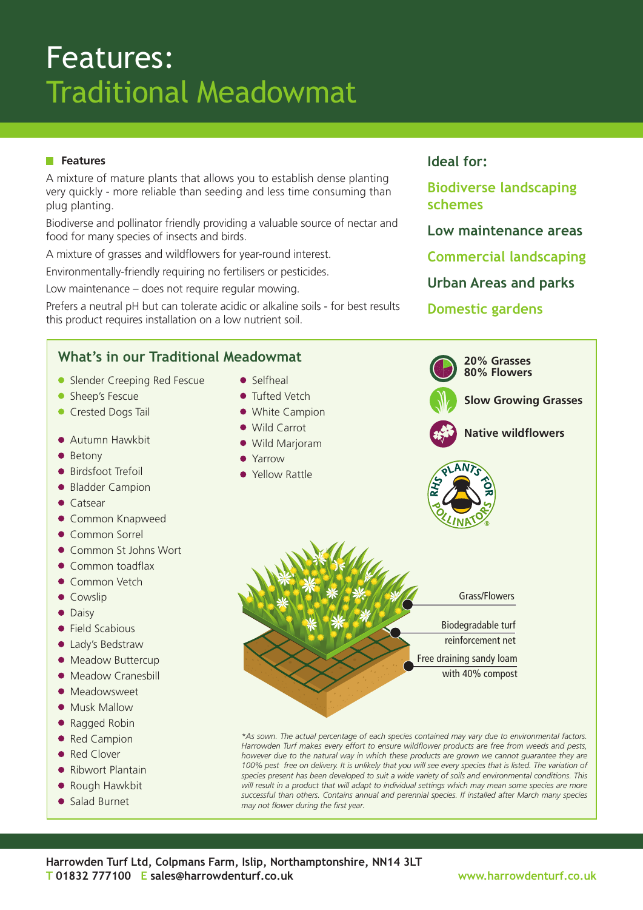# Features:
# Traditional Meadowmat

## Features

A mixture of mature plants that allows you to establish dense planting very quickly - more reliable than seeding and less time consuming than plug planting.

Biodiverse and pollinator friendly providing a valuable source of nectar and food for many species of insects and birds.

A mixture of grasses and wildflowers for year-round interest.

Environmentally-friendly requiring no fertilisers or pesticides.

Low maintenance – does not require regular mowing.

Prefers a neutral pH but can tolerate acidic or alkaline soils - for best results this product requires installation on a low nutrient soil.

## Ideal for:

**Biodiverse landscaping schemes**

**Low maintenance areas**

**Commercial landscaping**

**Urban Areas and parks**

**Domestic gardens**

## What's in our Traditional Meadowmat

- Slender Creeping Red Fescue
- Sheep's Fescue
- Crested Dogs Tail

- Autumn Hawkbit
- Betony
- Birdsfoot Trefoil
- Bladder Campion
- Catsear
- Common Knapweed
- Common Sorrel
- Common St Johns Wort
- Common toadflax
- Common Vetch
- Cowslip
- Daisy
- Field Scabious
- Lady's Bedstraw
- Meadow Buttercup
- Meadow Cranesbill
- Meadowsweet
- Musk Mallow
- Ragged Robin
- Red Campion
- Red Clover
- Ribwort Plantain
- Rough Hawkbit
- Salad Burnet
- Selfheal
- Tufted Vetch
- White Campion
- Wild Carrot
- Wild Marjoram
- Yarrow
- Yellow Rattle

**20% Grasses**
**80% Flowers**

**Slow Growing Grasses**

**Native wildflowers**

RHS PLANTS FOR POLLINATORS®

Grass/Flowers

Biodegradable turf reinforcement net

Free draining sandy loam with 40% compost

*\*As sown. The actual percentage of each species contained may vary due to environmental factors. Harrowden Turf makes every effort to ensure wildflower products are free from weeds and pests, however due to the natural way in which these products are grown we cannot guarantee they are 100% pest free on delivery. It is unlikely that you will see every species that is listed. The variation of species present has been developed to suit a wide variety of soils and environmental conditions. This will result in a product that will adapt to individual settings which may mean some species are more successful than others. Contains annual and perennial species. If installed after March many species may not flower during the first year.*

**Harrowden Turf Ltd, Colpmans Farm, Islip, Northamptonshire, NN14 3LT**
**T 01832 777100 E sales@harrowdenturf.co.uk** **www.harrowdenturf.co.uk**